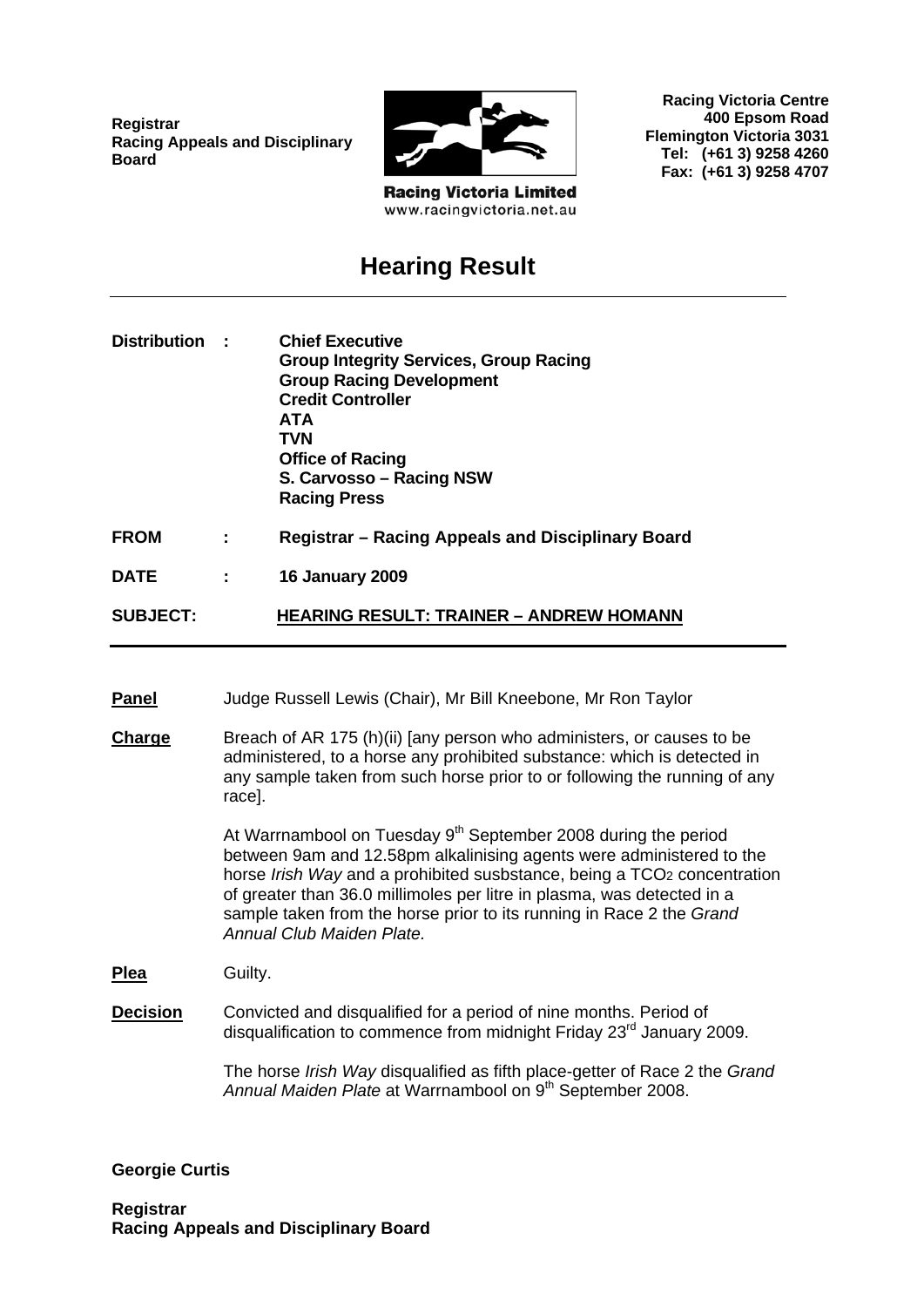**Registrar**
**Racing Appeals and Disciplinary Board**

Racing Victoria Limited
www.racingvictoria.net.au

**Racing Victoria Centre**
**400 Epsom Road**
**Flemington Victoria 3031**
**Tel: (+61 3) 9258 4260**
**Fax: (+61 3) 9258 4707**

# Hearing Result

| | | |
|---|---|---|
| **Distribution** | **:** | **Chief Executive**<br>**Group Integrity Services, Group Racing**<br>**Group Racing Development**<br>**Credit Controller**<br>**ATA**<br>**TVN**<br>**Office of Racing**<br>**S. Carvosso – Racing NSW**<br>**Racing Press** |
| **FROM** | **:** | **Registrar – Racing Appeals and Disciplinary Board** |
| **DATE** | **:** | **16 January 2009** |
| **SUBJECT:** | | **HEARING RESULT: TRAINER – ANDREW HOMANN** |

---

**Panel** Judge Russell Lewis (Chair), Mr Bill Kneebone, Mr Ron Taylor

**Charge** Breach of AR 175 (h)(ii) [any person who administers, or causes to be administered, to a horse any prohibited substance: which is detected in any sample taken from such horse prior to or following the running of any race].

At Warrnambool on Tuesday 9th September 2008 during the period between 9am and 12.58pm alkalinising agents were administered to the horse *Irish Way* and a prohibited susbstance, being a $TCO_2$ concentration of greater than 36.0 millimoles per litre in plasma, was detected in a sample taken from the horse prior to its running in Race 2 the *Grand Annual Club Maiden Plate.*

**Plea** Guilty.

**Decision** Convicted and disqualified for a period of nine months. Period of disqualification to commence from midnight Friday 23rd January 2009.

The horse *Irish Way* disqualified as fifth place-getter of Race 2 the *Grand Annual Maiden Plate* at Warrnambool on 9th September 2008.

**Georgie Curtis**

**Registrar**
**Racing Appeals and Disciplinary Board**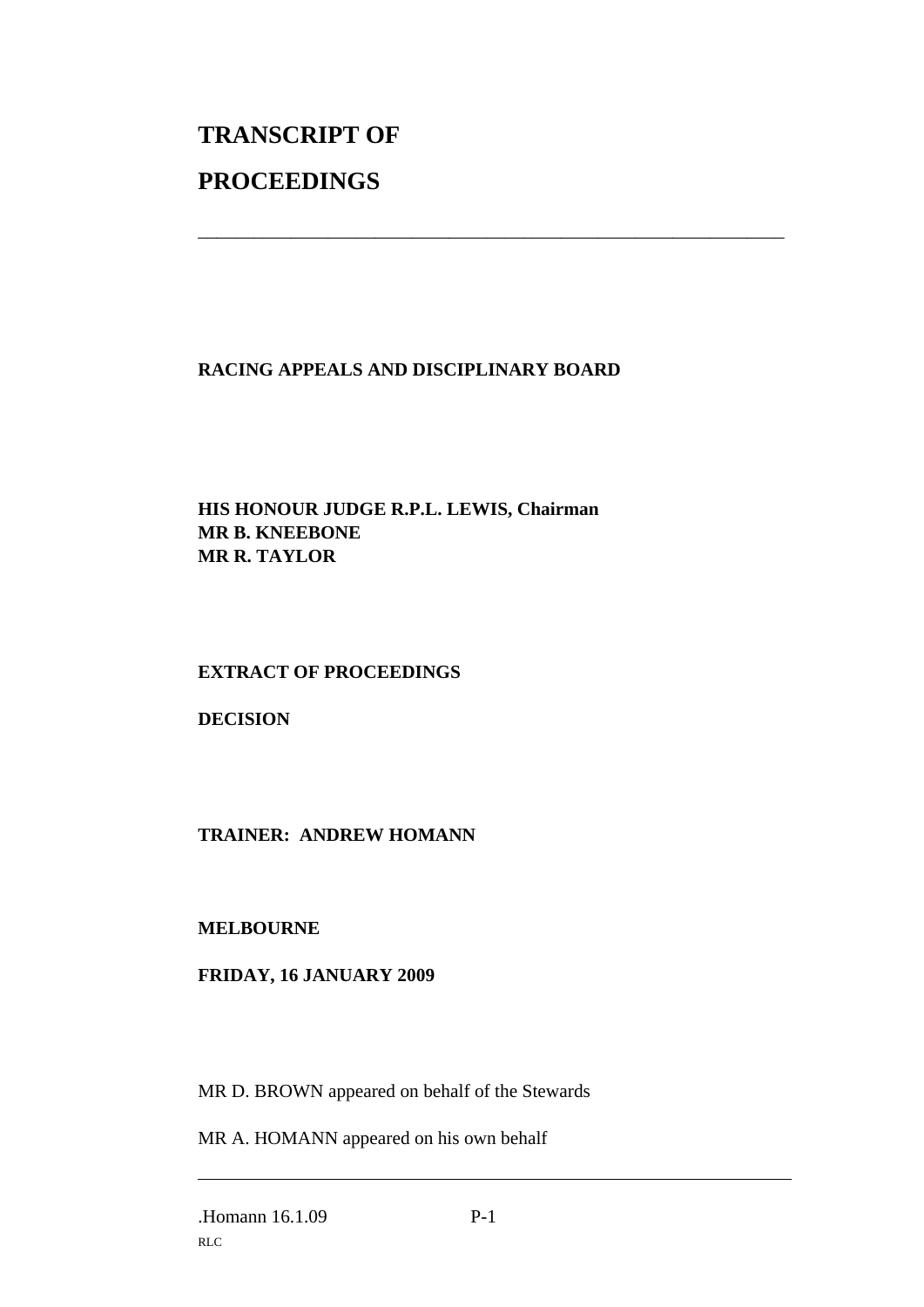# TRANSCRIPT OF

# PROCEEDINGS

---

**RACING APPEALS AND DISCIPLINARY BOARD**

**HIS HONOUR JUDGE R.P.L. LEWIS, Chairman**
**MR B. KNEEBONE**
**MR R. TAYLOR**

**EXTRACT OF PROCEEDINGS**

**DECISION**

**TRAINER: ANDREW HOMANN**

**MELBOURNE**

**FRIDAY, 16 JANUARY 2009**

MR D. BROWN appeared on behalf of the Stewards

MR A. HOMANN appeared on his own behalf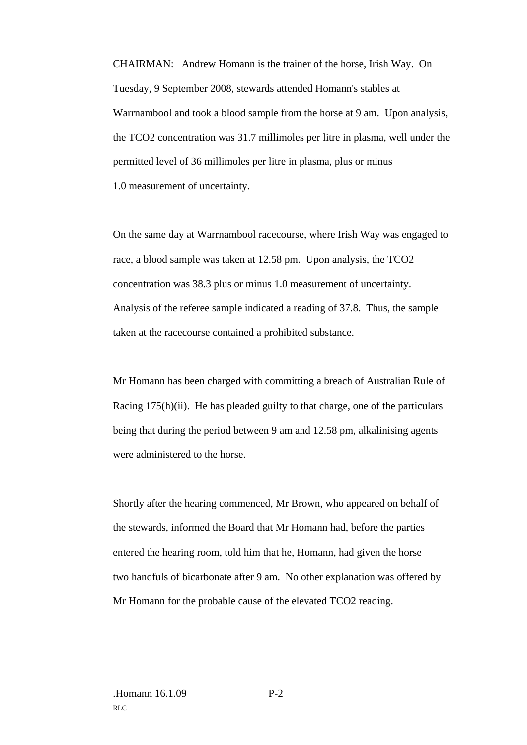CHAIRMAN: Andrew Homann is the trainer of the horse, Irish Way. On Tuesday, 9 September 2008, stewards attended Homann's stables at Warrnambool and took a blood sample from the horse at 9 am. Upon analysis, the TCO2 concentration was 31.7 millimoles per litre in plasma, well under the permitted level of 36 millimoles per litre in plasma, plus or minus 1.0 measurement of uncertainty.

On the same day at Warrnambool racecourse, where Irish Way was engaged to race, a blood sample was taken at 12.58 pm. Upon analysis, the TCO2 concentration was 38.3 plus or minus 1.0 measurement of uncertainty. Analysis of the referee sample indicated a reading of 37.8. Thus, the sample taken at the racecourse contained a prohibited substance.

Mr Homann has been charged with committing a breach of Australian Rule of Racing 175(h)(ii). He has pleaded guilty to that charge, one of the particulars being that during the period between 9 am and 12.58 pm, alkalinising agents were administered to the horse.

Shortly after the hearing commenced, Mr Brown, who appeared on behalf of the stewards, informed the Board that Mr Homann had, before the parties entered the hearing room, told him that he, Homann, had given the horse two handfuls of bicarbonate after 9 am. No other explanation was offered by Mr Homann for the probable cause of the elevated TCO2 reading.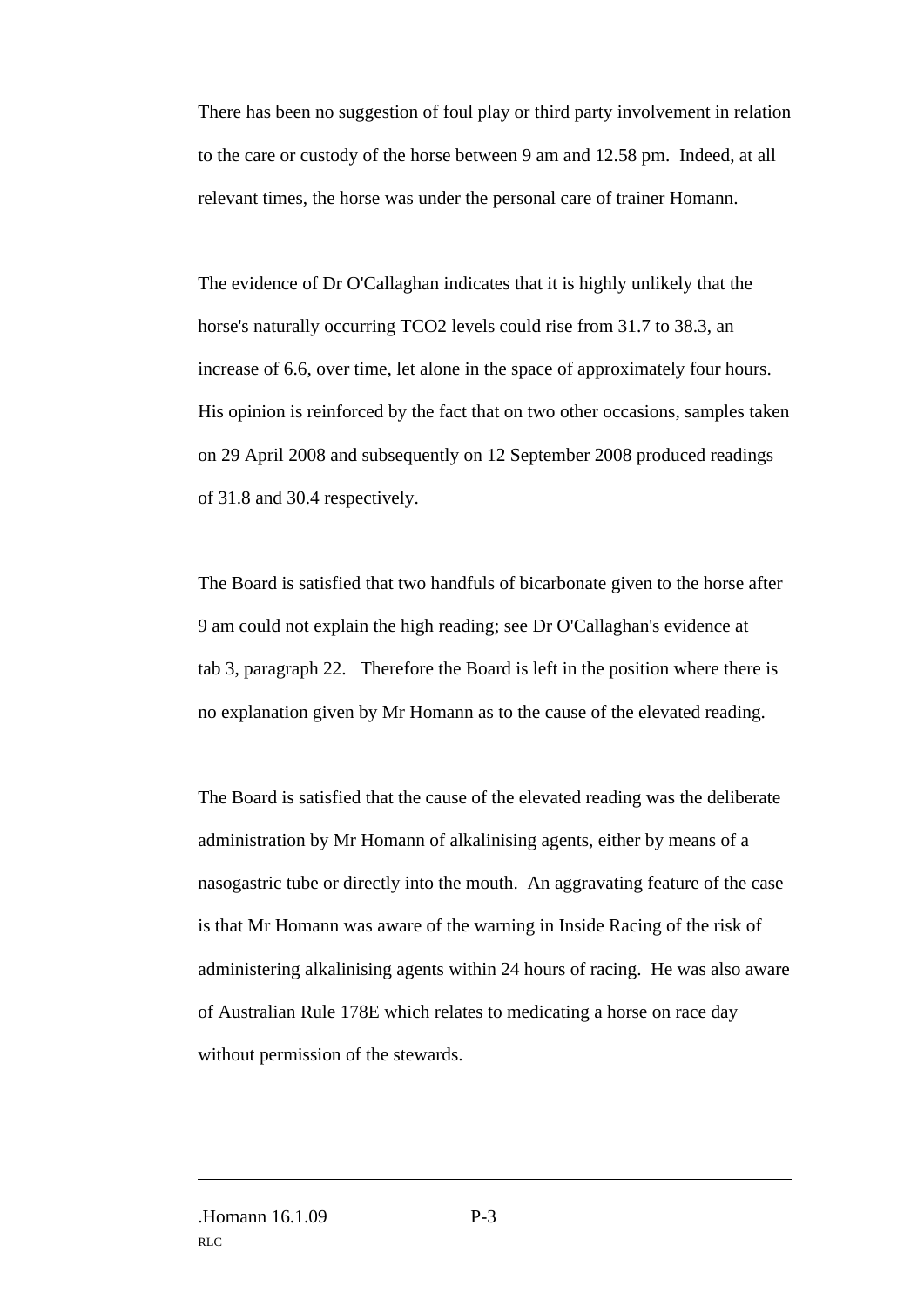There has been no suggestion of foul play or third party involvement in relation to the care or custody of the horse between 9 am and 12.58 pm. Indeed, at all relevant times, the horse was under the personal care of trainer Homann.

The evidence of Dr O'Callaghan indicates that it is highly unlikely that the horse's naturally occurring TCO2 levels could rise from 31.7 to 38.3, an increase of 6.6, over time, let alone in the space of approximately four hours. His opinion is reinforced by the fact that on two other occasions, samples taken on 29 April 2008 and subsequently on 12 September 2008 produced readings of 31.8 and 30.4 respectively.

The Board is satisfied that two handfuls of bicarbonate given to the horse after 9 am could not explain the high reading; see Dr O'Callaghan's evidence at tab 3, paragraph 22. Therefore the Board is left in the position where there is no explanation given by Mr Homann as to the cause of the elevated reading.

The Board is satisfied that the cause of the elevated reading was the deliberate administration by Mr Homann of alkalinising agents, either by means of a nasogastric tube or directly into the mouth. An aggravating feature of the case is that Mr Homann was aware of the warning in Inside Racing of the risk of administering alkalinising agents within 24 hours of racing. He was also aware of Australian Rule 178E which relates to medicating a horse on race day without permission of the stewards.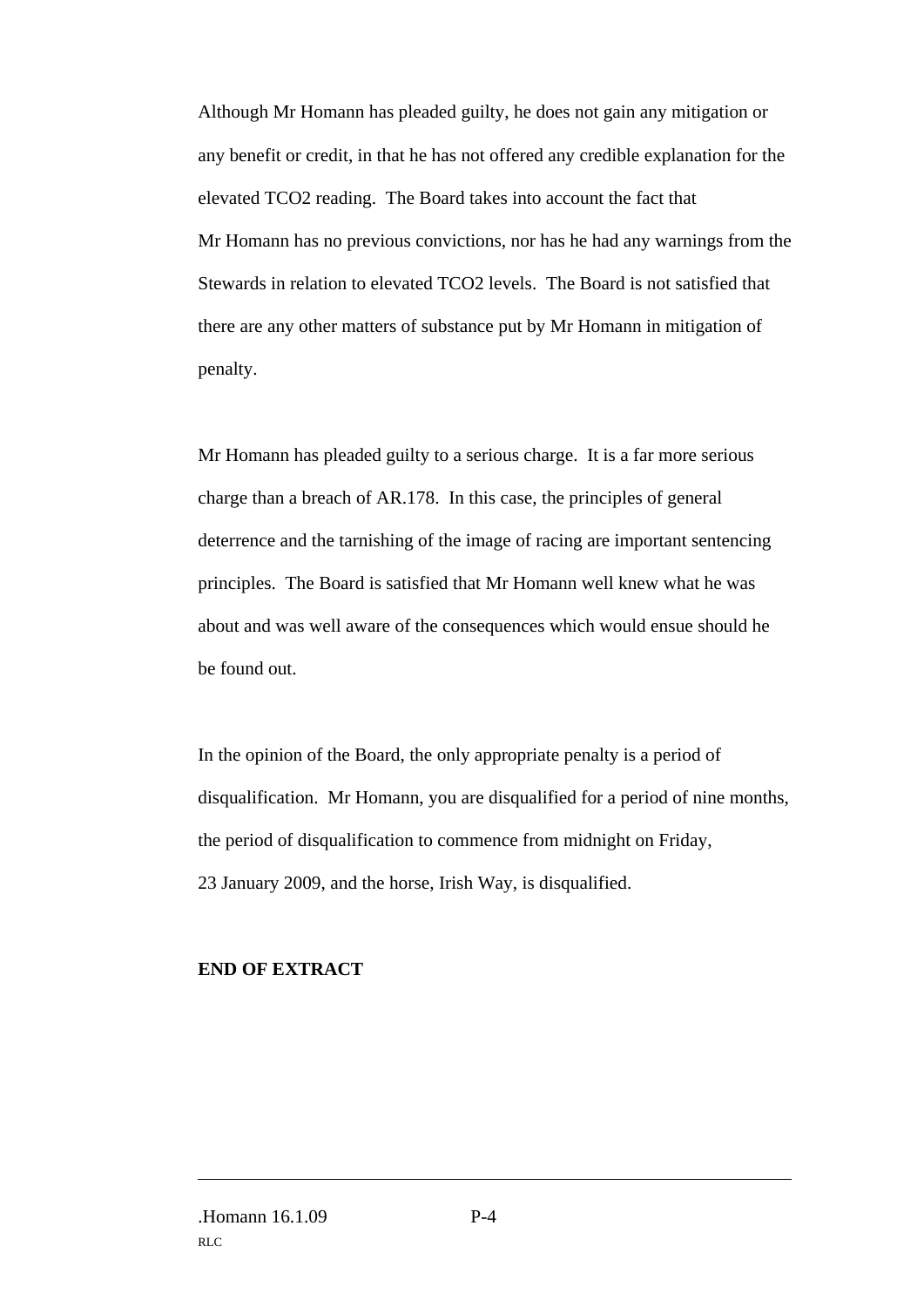Although Mr Homann has pleaded guilty, he does not gain any mitigation or any benefit or credit, in that he has not offered any credible explanation for the elevated TCO2 reading. The Board takes into account the fact that Mr Homann has no previous convictions, nor has he had any warnings from the Stewards in relation to elevated TCO2 levels. The Board is not satisfied that there are any other matters of substance put by Mr Homann in mitigation of penalty.

Mr Homann has pleaded guilty to a serious charge. It is a far more serious charge than a breach of AR.178. In this case, the principles of general deterrence and the tarnishing of the image of racing are important sentencing principles. The Board is satisfied that Mr Homann well knew what he was about and was well aware of the consequences which would ensue should he be found out.

In the opinion of the Board, the only appropriate penalty is a period of disqualification. Mr Homann, you are disqualified for a period of nine months, the period of disqualification to commence from midnight on Friday, 23 January 2009, and the horse, Irish Way, is disqualified.

**END OF EXTRACT**